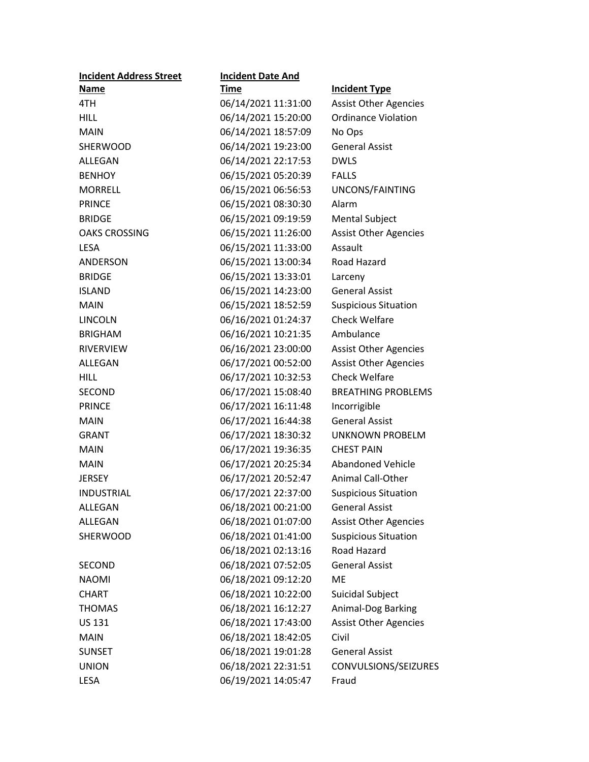| Incident Address Street Name | Incident Date And Time | Incident Type |
|---|---|---|
| 4TH | 06/14/2021 11:31:00 | Assist Other Agencies |
| HILL | 06/14/2021 15:20:00 | Ordinance Violation |
| MAIN | 06/14/2021 18:57:09 | No Ops |
| SHERWOOD | 06/14/2021 19:23:00 | General Assist |
| ALLEGAN | 06/14/2021 22:17:53 | DWLS |
| BENHOY | 06/15/2021 05:20:39 | FALLS |
| MORRELL | 06/15/2021 06:56:53 | UNCONS/FAINTING |
| PRINCE | 06/15/2021 08:30:30 | Alarm |
| BRIDGE | 06/15/2021 09:19:59 | Mental Subject |
| OAKS CROSSING | 06/15/2021 11:26:00 | Assist Other Agencies |
| LESA | 06/15/2021 11:33:00 | Assault |
| ANDERSON | 06/15/2021 13:00:34 | Road Hazard |
| BRIDGE | 06/15/2021 13:33:01 | Larceny |
| ISLAND | 06/15/2021 14:23:00 | General Assist |
| MAIN | 06/15/2021 18:52:59 | Suspicious Situation |
| LINCOLN | 06/16/2021 01:24:37 | Check Welfare |
| BRIGHAM | 06/16/2021 10:21:35 | Ambulance |
| RIVERVIEW | 06/16/2021 23:00:00 | Assist Other Agencies |
| ALLEGAN | 06/17/2021 00:52:00 | Assist Other Agencies |
| HILL | 06/17/2021 10:32:53 | Check Welfare |
| SECOND | 06/17/2021 15:08:40 | BREATHING PROBLEMS |
| PRINCE | 06/17/2021 16:11:48 | Incorrigible |
| MAIN | 06/17/2021 16:44:38 | General Assist |
| GRANT | 06/17/2021 18:30:32 | UNKNOWN PROBELM |
| MAIN | 06/17/2021 19:36:35 | CHEST PAIN |
| MAIN | 06/17/2021 20:25:34 | Abandoned Vehicle |
| JERSEY | 06/17/2021 20:52:47 | Animal Call-Other |
| INDUSTRIAL | 06/17/2021 22:37:00 | Suspicious Situation |
| ALLEGAN | 06/18/2021 00:21:00 | General Assist |
| ALLEGAN | 06/18/2021 01:07:00 | Assist Other Agencies |
| SHERWOOD | 06/18/2021 01:41:00 | Suspicious Situation |
| | 06/18/2021 02:13:16 | Road Hazard |
| SECOND | 06/18/2021 07:52:05 | General Assist |
| NAOMI | 06/18/2021 09:12:20 | ME |
| CHART | 06/18/2021 10:22:00 | Suicidal Subject |
| THOMAS | 06/18/2021 16:12:27 | Animal-Dog Barking |
| US 131 | 06/18/2021 17:43:00 | Assist Other Agencies |
| MAIN | 06/18/2021 18:42:05 | Civil |
| SUNSET | 06/18/2021 19:01:28 | General Assist |
| UNION | 06/18/2021 22:31:51 | CONVULSIONS/SEIZURES |
| LESA | 06/19/2021 14:05:47 | Fraud |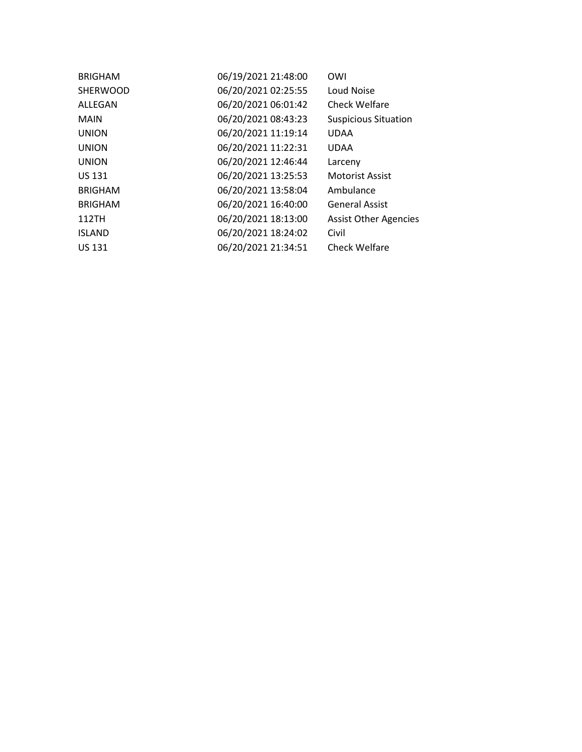| | | |
|---|---|---|
| BRIGHAM | 06/19/2021 21:48:00 | OWI |
| SHERWOOD | 06/20/2021 02:25:55 | Loud Noise |
| ALLEGAN | 06/20/2021 06:01:42 | Check Welfare |
| MAIN | 06/20/2021 08:43:23 | Suspicious Situation |
| UNION | 06/20/2021 11:19:14 | UDAA |
| UNION | 06/20/2021 11:22:31 | UDAA |
| UNION | 06/20/2021 12:46:44 | Larceny |
| US 131 | 06/20/2021 13:25:53 | Motorist Assist |
| BRIGHAM | 06/20/2021 13:58:04 | Ambulance |
| BRIGHAM | 06/20/2021 16:40:00 | General Assist |
| 112TH | 06/20/2021 18:13:00 | Assist Other Agencies |
| ISLAND | 06/20/2021 18:24:02 | Civil |
| US 131 | 06/20/2021 21:34:51 | Check Welfare |